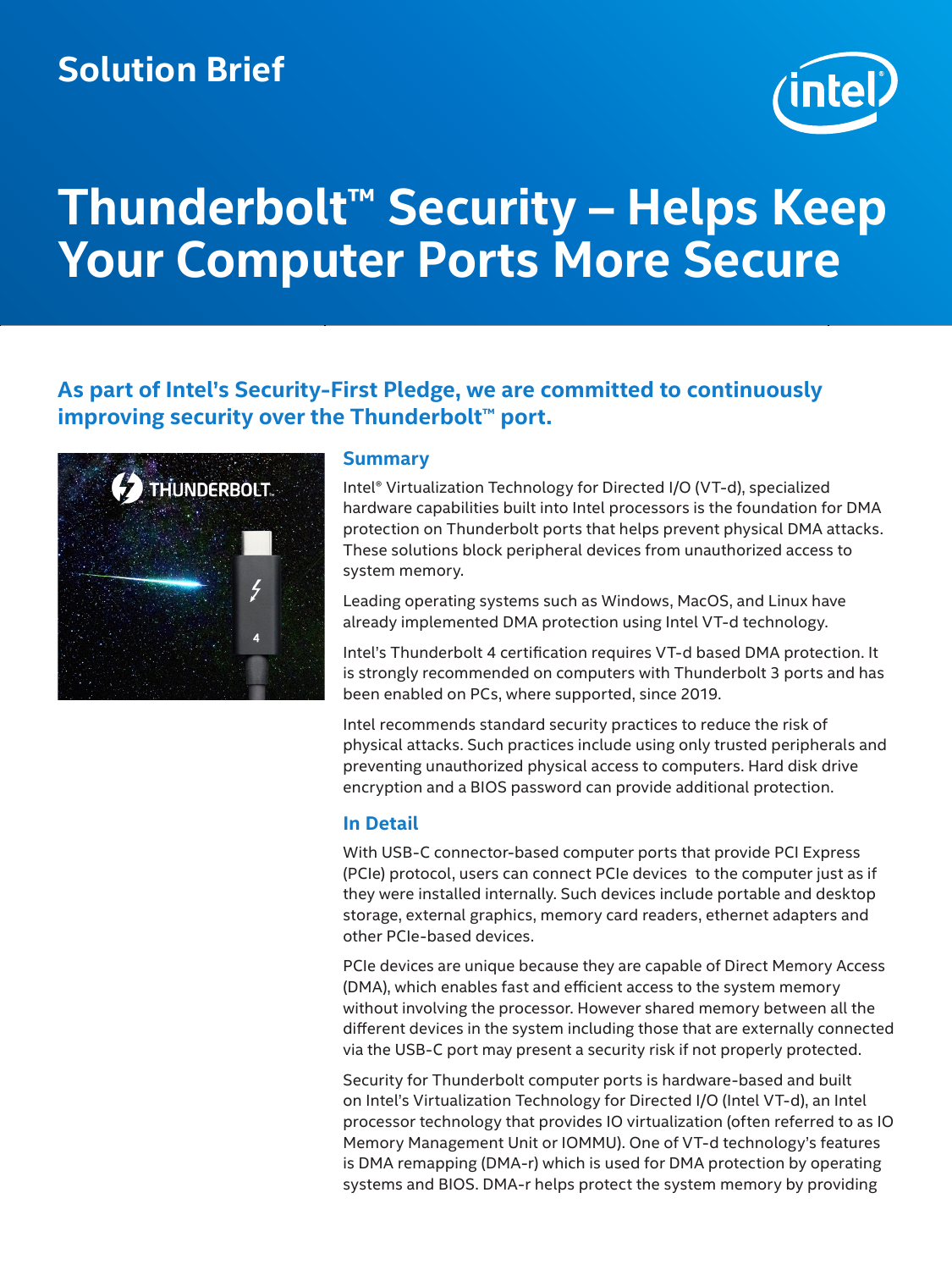Solution Brief

# Thunderbolt™ Security – Helps Keep Your Computer Ports More Secure

## As part of Intel's Security-First Pledge, we are committed to continuously improving security over the Thunderbolt™ port.

### Summary

Intel® Virtualization Technology for Directed I/O (VT-d), specialized hardware capabilities built into Intel processors is the foundation for DMA protection on Thunderbolt ports that helps prevent physical DMA attacks. These solutions block peripheral devices from unauthorized access to system memory.

Leading operating systems such as Windows, MacOS, and Linux have already implemented DMA protection using Intel VT-d technology.

Intel's Thunderbolt 4 certification requires VT-d based DMA protection. It is strongly recommended on computers with Thunderbolt 3 ports and has been enabled on PCs, where supported, since 2019.

Intel recommends standard security practices to reduce the risk of physical attacks. Such practices include using only trusted peripherals and preventing unauthorized physical access to computers. Hard disk drive encryption and a BIOS password can provide additional protection.

### In Detail

With USB-C connector-based computer ports that provide PCI Express (PCIe) protocol, users can connect PCIe devices to the computer just as if they were installed internally. Such devices include portable and desktop storage, external graphics, memory card readers, ethernet adapters and other PCIe-based devices.

PCIe devices are unique because they are capable of Direct Memory Access (DMA), which enables fast and efficient access to the system memory without involving the processor. However shared memory between all the different devices in the system including those that are externally connected via the USB-C port may present a security risk if not properly protected.

Security for Thunderbolt computer ports is hardware-based and built on Intel's Virtualization Technology for Directed I/O (Intel VT-d), an Intel processor technology that provides IO virtualization (often referred to as IO Memory Management Unit or IOMMU). One of VT-d technology's features is DMA remapping (DMA-r) which is used for DMA protection by operating systems and BIOS. DMA-r helps protect the system memory by providing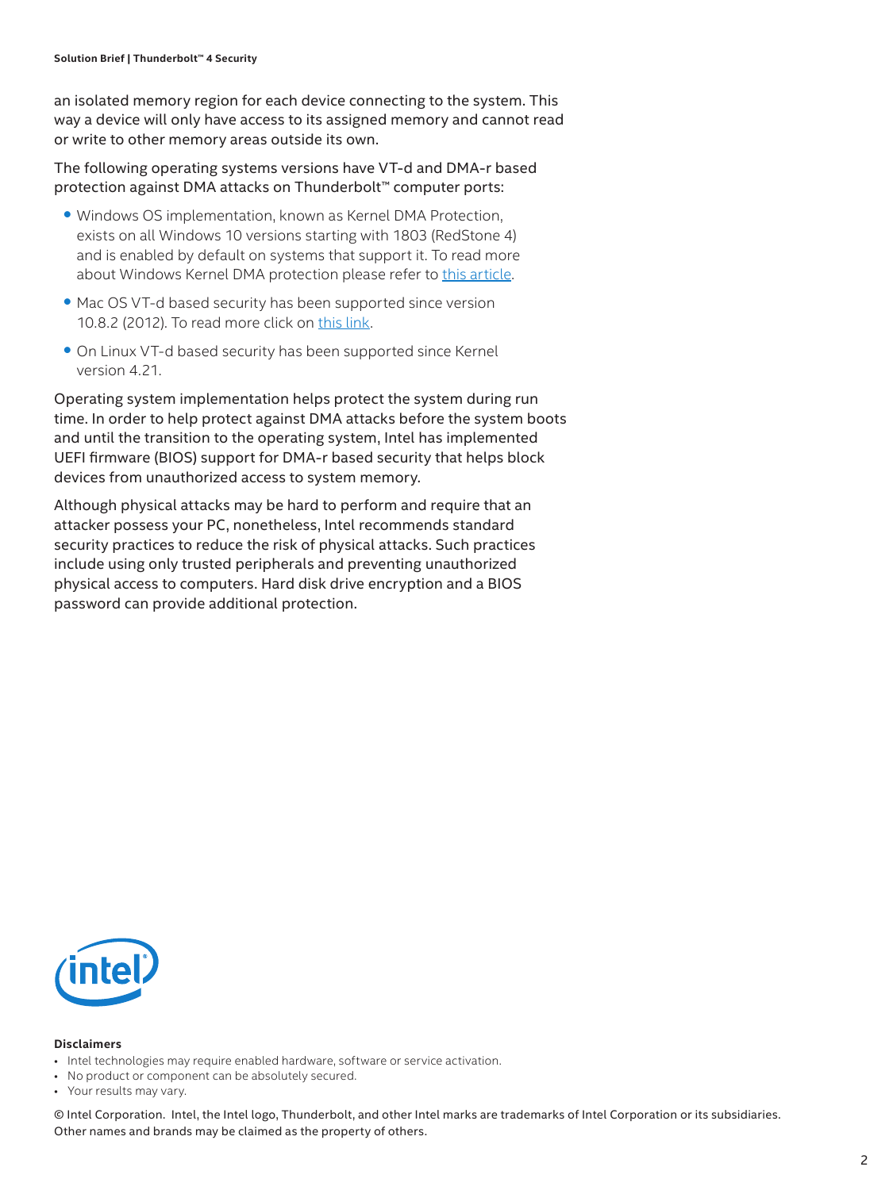an isolated memory region for each device connecting to the system. This way a device will only have access to its assigned memory and cannot read or write to other memory areas outside its own.

The following operating systems versions have VT-d and DMA-r based protection against DMA attacks on Thunderbolt™ computer ports:

- Windows OS implementation, known as Kernel DMA Protection, exists on all Windows 10 versions starting with 1803 (RedStone 4) and is enabled by default on systems that support it. To read more about Windows Kernel DMA protection please refer to this article.
- Mac OS VT-d based security has been supported since version 10.8.2 (2012). To read more click on this link.
- On Linux VT-d based security has been supported since Kernel version 4.21.

Operating system implementation helps protect the system during run time. In order to help protect against DMA attacks before the system boots and until the transition to the operating system, Intel has implemented UEFI firmware (BIOS) support for DMA-r based security that helps block devices from unauthorized access to system memory.

Although physical attacks may be hard to perform and require that an attacker possess your PC, nonetheless, Intel recommends standard security practices to reduce the risk of physical attacks. Such practices include using only trusted peripherals and preventing unauthorized physical access to computers. Hard disk drive encryption and a BIOS password can provide additional protection.

**Disclaimers**

- Intel technologies may require enabled hardware, software or service activation.
- No product or component can be absolutely secured.
- Your results may vary.

© Intel Corporation. Intel, the Intel logo, Thunderbolt, and other Intel marks are trademarks of Intel Corporation or its subsidiaries. Other names and brands may be claimed as the property of others.